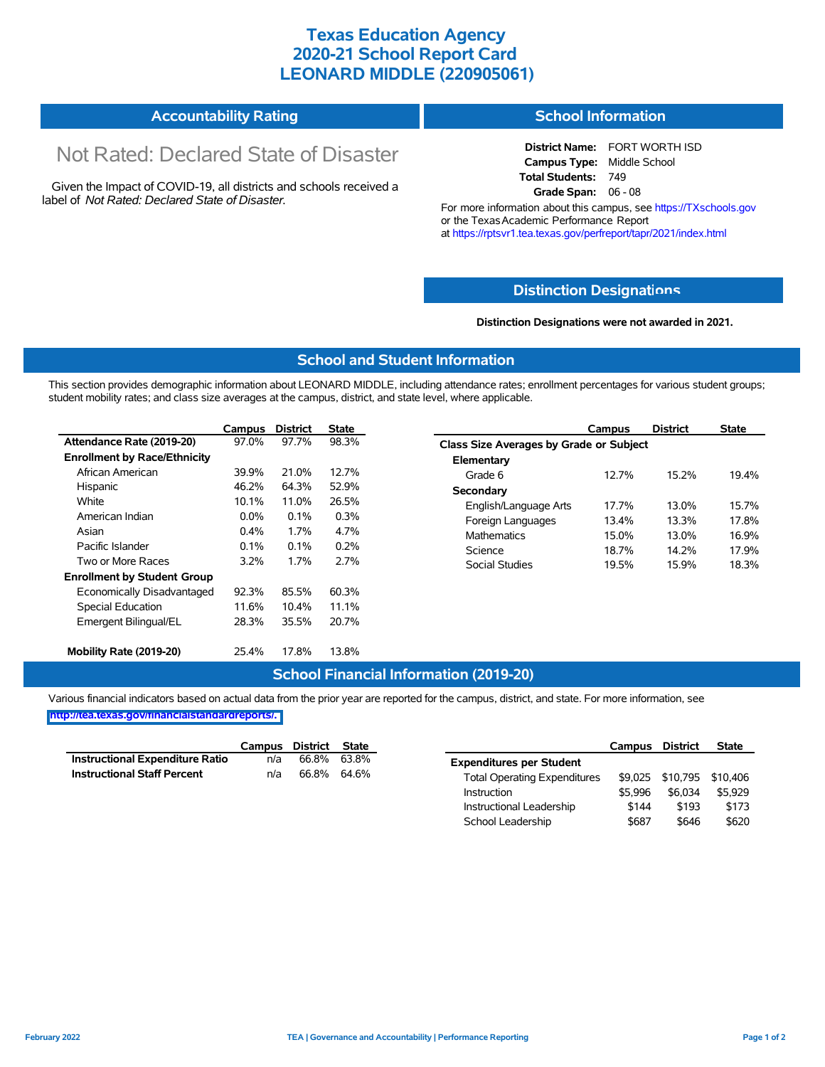# Texas Education Agency
# 2020-21 School Report Card
# LEONARD MIDDLE (220905061)

## Accountability Rating

Not Rated: Declared State of Disaster

Given the Impact of COVID-19, all districts and schools received a label of *Not Rated: Declared State of Disaster*.

## School Information

**District Name:** FORT WORTH ISD
**Campus Type:** Middle School
**Total Students:** 749
**Grade Span:** 06 - 08

For more information about this campus, see https://TXschools.gov or the Texas Academic Performance Report at https://rptsvr1.tea.texas.gov/perfreport/tapr/2021/index.html

## Distinction Designations

**Distinction Designations were not awarded in 2021.**

## School and Student Information

This section provides demographic information about LEONARD MIDDLE, including attendance rates; enrollment percentages for various student groups; student mobility rates; and class size averages at the campus, district, and state level, where applicable.

| | Campus | District | State |
|---|---|---|---|
| **Attendance Rate (2019-20)** | 97.0% | 97.7% | 98.3% |
| **Enrollment by Race/Ethnicity** | | | |
| African American | 39.9% | 21.0% | 12.7% |
| Hispanic | 46.2% | 64.3% | 52.9% |
| White | 10.1% | 11.0% | 26.5% |
| American Indian | 0.0% | 0.1% | 0.3% |
| Asian | 0.4% | 1.7% | 4.7% |
| Pacific Islander | 0.1% | 0.1% | 0.2% |
| Two or More Races | 3.2% | 1.7% | 2.7% |
| **Enrollment by Student Group** | | | |
| Economically Disadvantaged | 92.3% | 85.5% | 60.3% |
| Special Education | 11.6% | 10.4% | 11.1% |
| Emergent Bilingual/EL | 28.3% | 35.5% | 20.7% |
| **Mobility Rate (2019-20)** | 25.4% | 17.8% | 13.8% |

| | Campus | District | State |
|---|---|---|---|
| **Class Size Averages by Grade or Subject** | | | |
| **Elementary** | | | |
| Grade 6 | 12.7% | 15.2% | 19.4% |
| **Secondary** | | | |
| English/Language Arts | 17.7% | 13.0% | 15.7% |
| Foreign Languages | 13.4% | 13.3% | 17.8% |
| Mathematics | 15.0% | 13.0% | 16.9% |
| Science | 18.7% | 14.2% | 17.9% |
| Social Studies | 19.5% | 15.9% | 18.3% |

## School Financial Information (2019-20)

Various financial indicators based on actual data from the prior year are reported for the campus, district, and state. For more information, see http://tea.texas.gov/financialstandardreports/.

| | Campus | District | State |
|---|---|---|---|
| **Instructional Expenditure Ratio** | n/a | 66.8% | 63.8% |
| **Instructional Staff Percent** | n/a | 66.8% | 64.6% |

| | Campus | District | State |
|---|---|---|---|
| **Expenditures per Student** | | | |
| Total Operating Expenditures | $9,025 | $10,795 | $10,406 |
| Instruction | $5,996 | $6,034 | $5,929 |
| Instructional Leadership | $144 | $193 | $173 |
| School Leadership | $687 | $646 | $620 |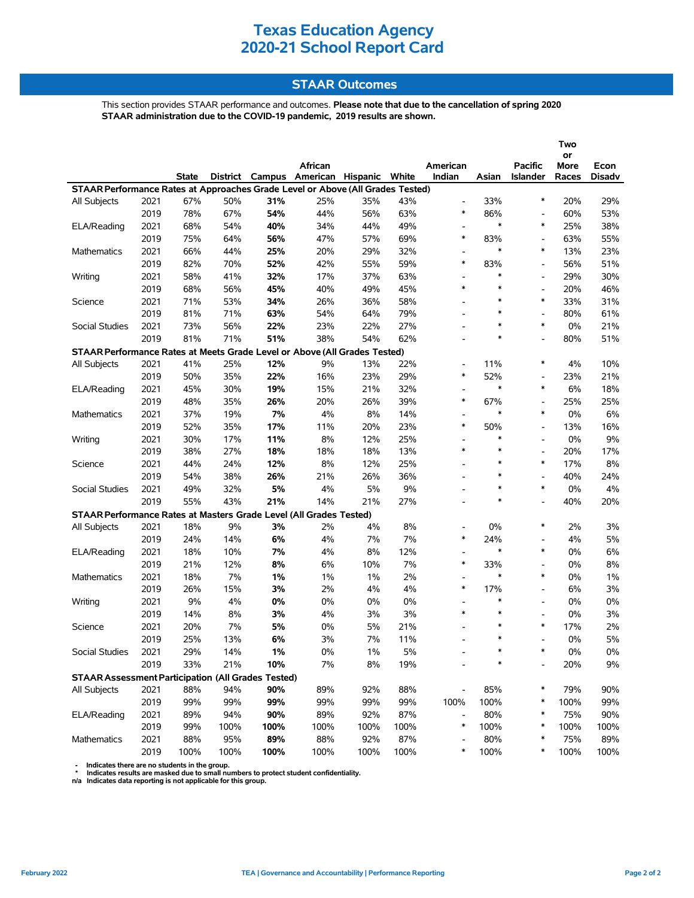# Texas Education Agency
# 2020-21 School Report Card

## STAAR Outcomes

This section provides STAAR performance and outcomes. **Please note that due to the cancellation of spring 2020 STAAR administration due to the COVID-19 pandemic, 2019 results are shown.**

| | | State | District | Campus | African American | Hispanic | White | American Indian | Asian | Pacific Islander | Two or More Races | Econ Disadv |
|---|---|---|---|---|---|---|---|---|---|---|---|---|
| **STAAR Performance Rates at Approaches Grade Level or Above (All Grades Tested)** | | | | | | | | | | | | |
| All Subjects | 2021 | 67% | 50% | **31%** | 25% | 35% | 43% | - | 33% | * | 20% | 29% |
| | 2019 | 78% | 67% | **54%** | 44% | 56% | 63% | * | 86% | - | 60% | 53% |
| ELA/Reading | 2021 | 68% | 54% | **40%** | 34% | 44% | 49% | - | * | * | 25% | 38% |
| | 2019 | 75% | 64% | **56%** | 47% | 57% | 69% | * | 83% | - | 63% | 55% |
| Mathematics | 2021 | 66% | 44% | **25%** | 20% | 29% | 32% | - | * | * | 13% | 23% |
| | 2019 | 82% | 70% | **52%** | 42% | 55% | 59% | * | 83% | - | 56% | 51% |
| Writing | 2021 | 58% | 41% | **32%** | 17% | 37% | 63% | - | * | - | 29% | 30% |
| | 2019 | 68% | 56% | **45%** | 40% | 49% | 45% | * | * | - | 20% | 46% |
| Science | 2021 | 71% | 53% | **34%** | 26% | 36% | 58% | - | * | * | 33% | 31% |
| | 2019 | 81% | 71% | **63%** | 54% | 64% | 79% | - | * | - | 80% | 61% |
| Social Studies | 2021 | 73% | 56% | **22%** | 23% | 22% | 27% | - | * | * | 0% | 21% |
| | 2019 | 81% | 71% | **51%** | 38% | 54% | 62% | - | * | - | 80% | 51% |
| **STAAR Performance Rates at Meets Grade Level or Above (All Grades Tested)** | | | | | | | | | | | | |
| All Subjects | 2021 | 41% | 25% | **12%** | 9% | 13% | 22% | - | 11% | * | 4% | 10% |
| | 2019 | 50% | 35% | **22%** | 16% | 23% | 29% | * | 52% | - | 23% | 21% |
| ELA/Reading | 2021 | 45% | 30% | **19%** | 15% | 21% | 32% | - | * | * | 6% | 18% |
| | 2019 | 48% | 35% | **26%** | 20% | 26% | 39% | * | 67% | - | 25% | 25% |
| Mathematics | 2021 | 37% | 19% | **7%** | 4% | 8% | 14% | - | * | * | 0% | 6% |
| | 2019 | 52% | 35% | **17%** | 11% | 20% | 23% | * | 50% | - | 13% | 16% |
| Writing | 2021 | 30% | 17% | **11%** | 8% | 12% | 25% | - | * | - | 0% | 9% |
| | 2019 | 38% | 27% | **18%** | 18% | 18% | 13% | * | * | - | 20% | 17% |
| Science | 2021 | 44% | 24% | **12%** | 8% | 12% | 25% | - | * | * | 17% | 8% |
| | 2019 | 54% | 38% | **26%** | 21% | 26% | 36% | - | * | - | 40% | 24% |
| Social Studies | 2021 | 49% | 32% | **5%** | 4% | 5% | 9% | - | * | * | 0% | 4% |
| | 2019 | 55% | 43% | **21%** | 14% | 21% | 27% | - | * | - | 40% | 20% |
| **STAAR Performance Rates at Masters Grade Level (All Grades Tested)** | | | | | | | | | | | | |
| All Subjects | 2021 | 18% | 9% | **3%** | 2% | 4% | 8% | - | 0% | * | 2% | 3% |
| | 2019 | 24% | 14% | **6%** | 4% | 7% | 7% | * | 24% | - | 4% | 5% |
| ELA/Reading | 2021 | 18% | 10% | **7%** | 4% | 8% | 12% | - | * | * | 0% | 6% |
| | 2019 | 21% | 12% | **8%** | 6% | 10% | 7% | * | 33% | - | 0% | 8% |
| Mathematics | 2021 | 18% | 7% | **1%** | 1% | 1% | 2% | - | * | * | 0% | 1% |
| | 2019 | 26% | 15% | **3%** | 2% | 4% | 4% | * | 17% | - | 6% | 3% |
| Writing | 2021 | 9% | 4% | **0%** | 0% | 0% | 0% | - | * | - | 0% | 0% |
| | 2019 | 14% | 8% | **3%** | 4% | 3% | 3% | * | * | - | 0% | 3% |
| Science | 2021 | 20% | 7% | **5%** | 0% | 5% | 21% | - | * | * | 17% | 2% |
| | 2019 | 25% | 13% | **6%** | 3% | 7% | 11% | - | * | - | 0% | 5% |
| Social Studies | 2021 | 29% | 14% | **1%** | 0% | 1% | 5% | - | * | * | 0% | 0% |
| | 2019 | 33% | 21% | **10%** | 7% | 8% | 19% | - | * | - | 20% | 9% |
| **STAAR Assessment Participation (All Grades Tested)** | | | | | | | | | | | | |
| All Subjects | 2021 | 88% | 94% | **90%** | 89% | 92% | 88% | - | 85% | * | 79% | 90% |
| | 2019 | 99% | 99% | **99%** | 99% | 99% | 99% | 100% | 100% | * | 100% | 99% |
| ELA/Reading | 2021 | 89% | 94% | **90%** | 89% | 92% | 87% | - | 80% | * | 75% | 90% |
| | 2019 | 99% | 100% | **100%** | 100% | 100% | 100% | * | 100% | * | 100% | 100% |
| Mathematics | 2021 | 88% | 95% | **89%** | 88% | 92% | 87% | - | 80% | * | 75% | 89% |
| | 2019 | 100% | 100% | **100%** | 100% | 100% | 100% | * | 100% | * | 100% | 100% |

- Indicates there are no students in the group.
* Indicates results are masked due to small numbers to protect student confidentiality.
n/a Indicates data reporting is not applicable for this group.